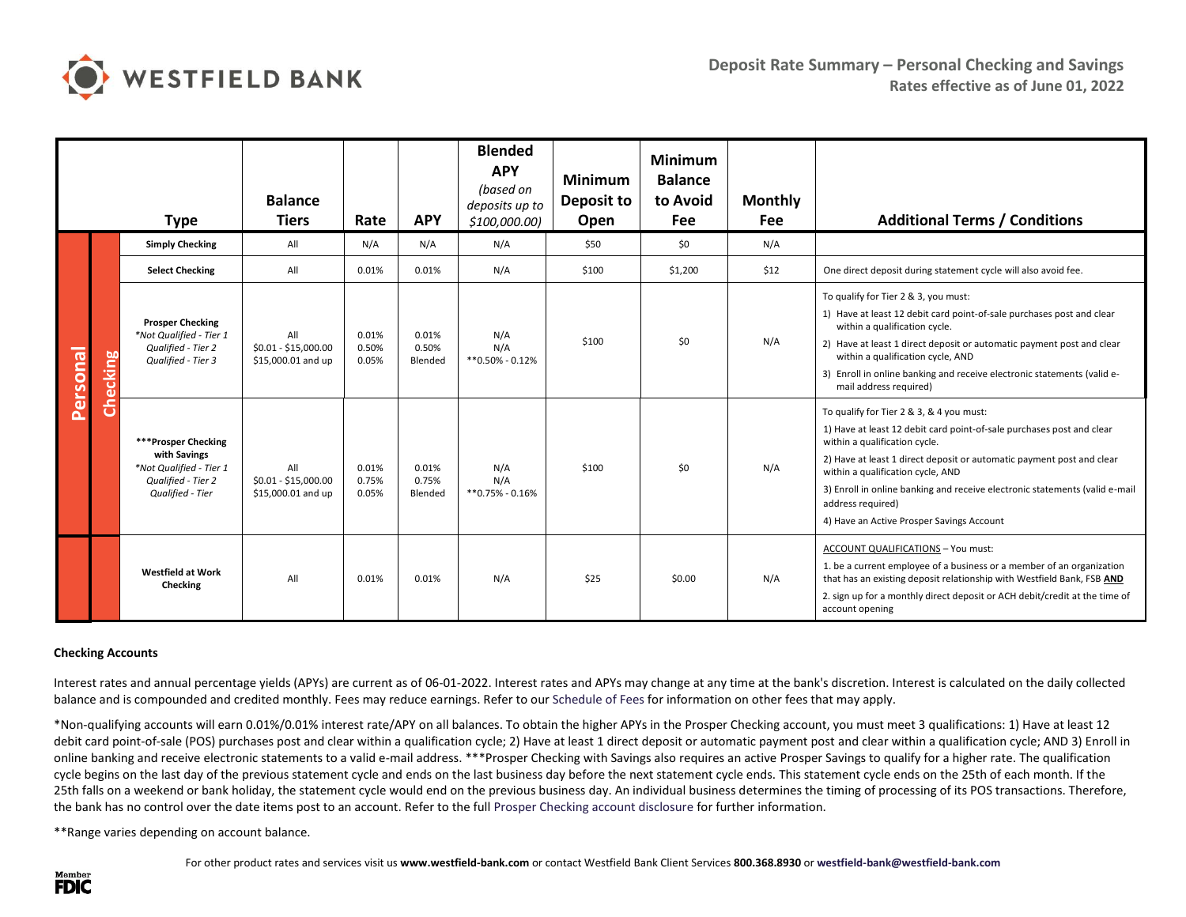# WESTFIELD BANK

**Deposit Rate Summary – Personal Checking and Savings**
**Rates effective as of June 01, 2022**

| | | Type | Balance Tiers | Rate | APY | Blended APY *(based on deposits up to $100,000.00)* | Minimum Deposit to Open | Minimum Balance to Avoid Fee | Monthly Fee | Additional Terms / Conditions |
|---|---|---|---|---|---|---|---|---|---|---|
| Personal | Checking | **Simply Checking** | All | N/A | N/A | N/A | $50 | $0 | N/A | |
| | | **Select Checking** | All | 0.01% | 0.01% | N/A | $100 | $1,200 | $12 | One direct deposit during statement cycle will also avoid fee. |
| | | **Prosper Checking** *\*Not Qualified - Tier 1* *Qualified - Tier 2* *Qualified - Tier 3* | All $0.01 - $15,000.00 $15,000.01 and up | 0.01% 0.50% 0.05% | 0.01% 0.50% Blended | N/A N/A \*\*0.50% - 0.12% | $100 | $0 | N/A | To qualify for Tier 2 & 3, you must: 1) Have at least 12 debit card point-of-sale purchases post and clear within a qualification cycle. 2) Have at least 1 direct deposit or automatic payment post and clear within a qualification cycle, AND 3) Enroll in online banking and receive electronic statements (valid e-mail address required) |
| | | **\*\*\*Prosper Checking with Savings** *\*Not Qualified - Tier 1* *Qualified - Tier 2* *Qualified - Tier* | All $0.01 - $15,000.00 $15,000.01 and up | 0.01% 0.75% 0.05% | 0.01% 0.75% Blended | N/A N/A \*\*0.75% - 0.16% | $100 | $0 | N/A | To qualify for Tier 2 & 3, & 4 you must: 1) Have at least 12 debit card point-of-sale purchases post and clear within a qualification cycle. 2) Have at least 1 direct deposit or automatic payment post and clear within a qualification cycle, AND 3) Enroll in online banking and receive electronic statements (valid e-mail address required) 4) Have an Active Prosper Savings Account |
| | | **Westfield at Work Checking** | All | 0.01% | 0.01% | N/A | $25 | $0.00 | N/A | ACCOUNT QUALIFICATIONS – You must: 1. be a current employee of a business or a member of an organization that has an existing deposit relationship with Westfield Bank, FSB **AND** 2. sign up for a monthly direct deposit or ACH debit/credit at the time of account opening |

**Checking Accounts**

Interest rates and annual percentage yields (APYs) are current as of 06-01-2022. Interest rates and APYs may change at any time at the bank's discretion. Interest is calculated on the daily collected balance and is compounded and credited monthly. Fees may reduce earnings. Refer to our Schedule of Fees for information on other fees that may apply.

*Non-qualifying accounts will earn 0.01%/0.01% interest rate/APY on all balances. To obtain the higher APYs in the Prosper Checking account, you must meet 3 qualifications: 1) Have at least 12 debit card point-of-sale (POS) purchases post and clear within a qualification cycle; 2) Have at least 1 direct deposit or automatic payment post and clear within a qualification cycle; AND 3) Enroll in online banking and receive electronic statements to a valid e-mail address. ***Prosper Checking with Savings also requires an active Prosper Savings to qualify for a higher rate. The qualification cycle begins on the last day of the previous statement cycle and ends on the last business day before the next statement cycle ends. This statement cycle ends on the 25th of each month. If the 25th falls on a weekend or bank holiday, the statement cycle would end on the previous business day. An individual business determines the timing of processing of its POS transactions. Therefore, the bank has no control over the date items post to an account. Refer to the full Prosper Checking account disclosure for further information.

**Range varies depending on account balance.

For other product rates and services visit us **www.westfield-bank.com** or contact Westfield Bank Client Services **800.368.8930** or **westfield-bank@westfield-bank.com**

Member FDIC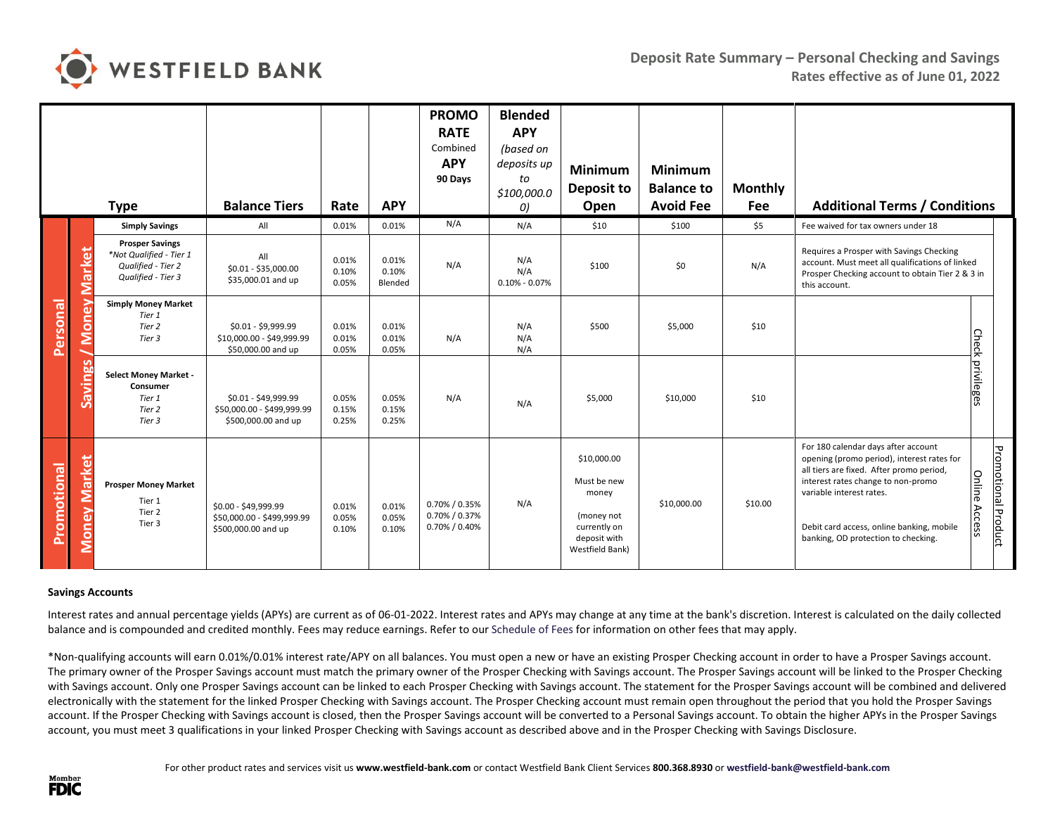# WESTFIELD BANK

**Deposit Rate Summary – Personal Checking and Savings**
**Rates effective as of June 01, 2022**

| | | Type | Balance Tiers | Rate | APY | PROMO RATE Combined APY 90 Days | Blended APY (based on deposits up to $100,000.00) | Minimum Deposit to Open | Minimum Balance to Avoid Fee | Monthly Fee | Additional Terms / Conditions | | |
|---|---|---|---|---|---|---|---|---|---|---|---|---|---|
| Personal | Savings / Money Market | **Simply Savings** | All | 0.01% | 0.01% | N/A | N/A | $10 | $100 | $5 | Fee waived for tax owners under 18 | | |
| | | **Prosper Savings**<br>*\*Not Qualified - Tier 1*<br>*Qualified - Tier 2*<br>*Qualified - Tier 3* | All<br>$0.01 - $35,000.00<br>$35,000.01 and up | 0.01%<br>0.10%<br>0.05% | 0.01%<br>0.10%<br>Blended | N/A | N/A<br>N/A<br>0.10% - 0.07% | $100 | $0 | N/A | Requires a Prosper with Savings Checking account. Must meet all qualifications of linked Prosper Checking account to obtain Tier 2 & 3 in this account. | | |
| | | **Simply Money Market**<br>*Tier 1*<br>*Tier 2*<br>*Tier 3* | $0.01 - $9,999.99<br>$10,000.00 - $49,999.99<br>$50,000.00 and up | 0.01%<br>0.01%<br>0.05% | 0.01%<br>0.01%<br>0.05% | N/A | N/A<br>N/A<br>N/A | $500 | $5,000 | $10 | | Check privileges | |
| | | **Select Money Market - Consumer**<br>*Tier 1*<br>*Tier 2*<br>*Tier 3* | $0.01 - $49,999.99<br>$50,000.00 - $499,999.99<br>$500,000.00 and up | 0.05%<br>0.15%<br>0.25% | 0.05%<br>0.15%<br>0.25% | N/A | N/A | $5,000 | $10,000 | $10 | | | |
| Promotional | Money Market | **Prosper Money Market**<br>Tier 1<br>Tier 2<br>Tier 3 | $0.00 - $49,999.99<br>$50,000.00 - $499,999.99<br>$500,000.00 and up | 0.01%<br>0.05%<br>0.10% | 0.01%<br>0.05%<br>0.10% | 0.70% / 0.35%<br>0.70% / 0.37%<br>0.70% / 0.40% | N/A | $10,000.00<br>Must be new money<br>(money not currently on deposit with Westfield Bank) | $10,000.00 | $10.00 | For 180 calendar days after account opening (promo period), interest rates for all tiers are fixed. After promo period, interest rates change to non-promo variable interest rates.<br><br>Debit card access, online banking, mobile banking, OD protection to checking. | Online Access | Promotional Product |

**Savings Accounts**

Interest rates and annual percentage yields (APYs) are current as of 06-01-2022. Interest rates and APYs may change at any time at the bank's discretion. Interest is calculated on the daily collected balance and is compounded and credited monthly. Fees may reduce earnings. Refer to our Schedule of Fees for information on other fees that may apply.

*Non-qualifying accounts will earn 0.01%/0.01% interest rate/APY on all balances. You must open a new or have an existing Prosper Checking account in order to have a Prosper Savings account. The primary owner of the Prosper Savings account must match the primary owner of the Prosper Checking with Savings account. The Prosper Savings account will be linked to the Prosper Checking with Savings account. Only one Prosper Savings account can be linked to each Prosper Checking with Savings account. The statement for the Prosper Savings account will be combined and delivered electronically with the statement for the linked Prosper Checking with Savings account. The Prosper Checking account must remain open throughout the period that you hold the Prosper Savings account. If the Prosper Checking with Savings account is closed, then the Prosper Savings account will be converted to a Personal Savings account. To obtain the higher APYs in the Prosper Savings account, you must meet 3 qualifications in your linked Prosper Checking with Savings account as described above and in the Prosper Checking with Savings Disclosure.

For other product rates and services visit us **www.westfield-bank.com** or contact Westfield Bank Client Services **800.368.8930** or **westfield-bank@westfield-bank.com**

Member FDIC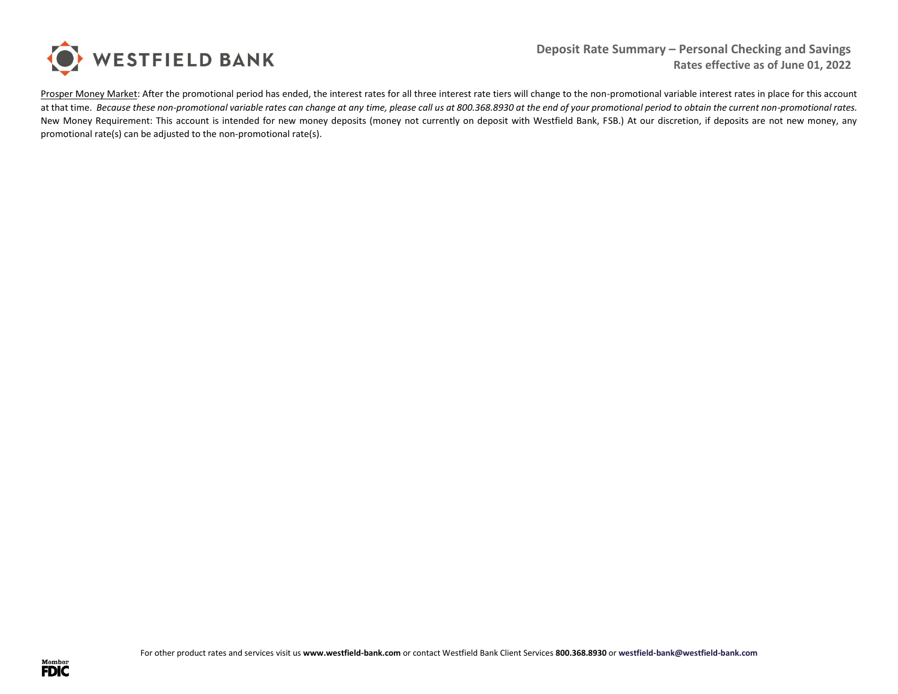<u>Prosper Money Market</u>: After the promotional period has ended, the interest rates for all three interest rate tiers will change to the non-promotional variable interest rates in place for this account at that time. *Because these non-promotional variable rates can change at any time, please call us at 800.368.8930 at the end of your promotional period to obtain the current non-promotional rates.* New Money Requirement: This account is intended for new money deposits (money not currently on deposit with Westfield Bank, FSB.) At our discretion, if deposits are not new money, any promotional rate(s) can be adjusted to the non-promotional rate(s).

For other product rates and services visit us **www.westfield-bank.com** or contact Westfield Bank Client Services **800.368.8930** or **westfield-bank@westfield-bank.com**